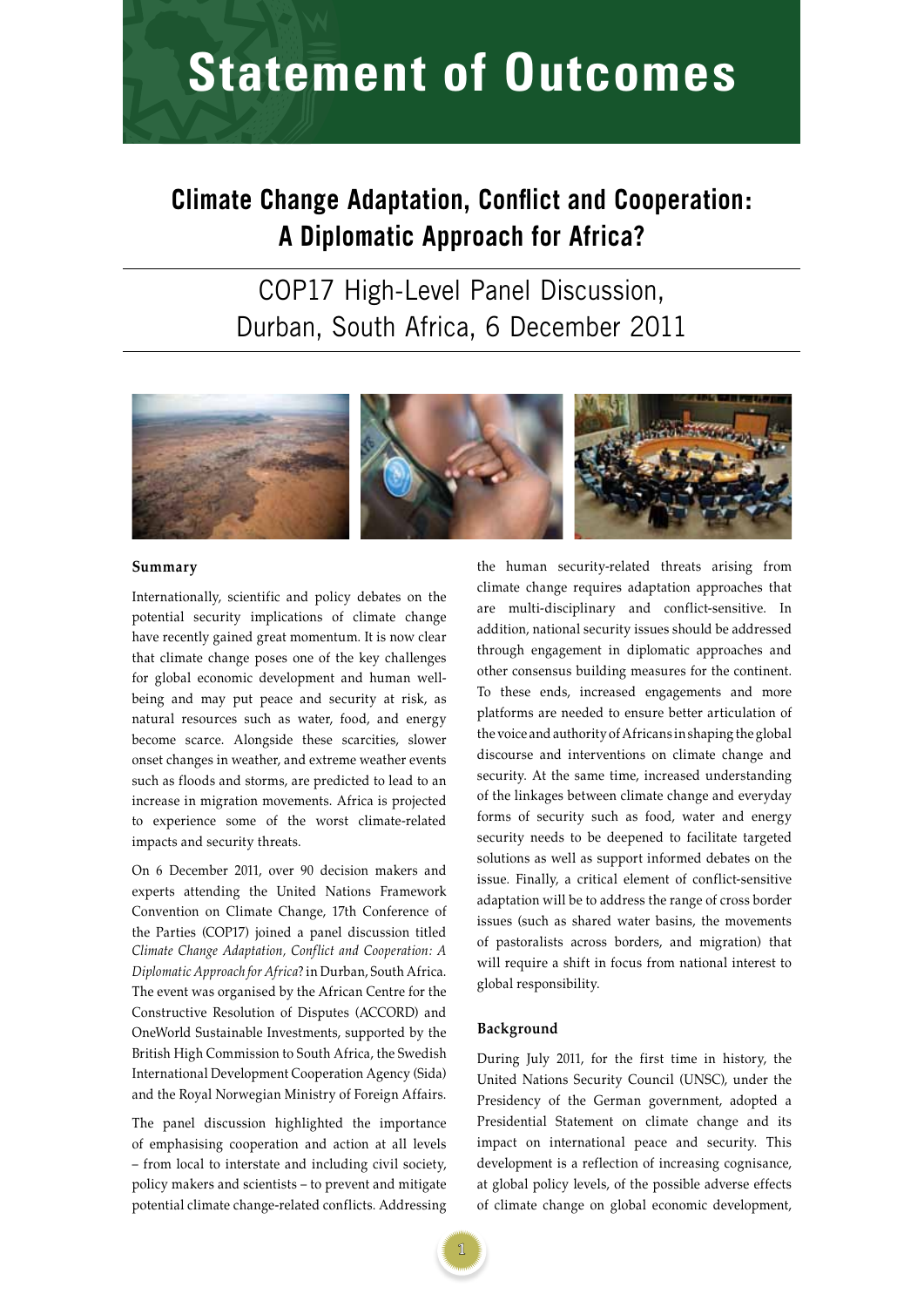# Statement of Outcomes

## Climate Change Adaptation, Conflict and Cooperation: A Diplomatic Approach for Africa?

COP17 High-Level Panel Discussion, Durban, South Africa, 6 December 2011

### Summary

Internationally, scientific and policy debates on the potential security implications of climate change have recently gained great momentum. It is now clear that climate change poses one of the key challenges for global economic development and human well-being and may put peace and security at risk, as natural resources such as water, food, and energy become scarce. Alongside these scarcities, slower onset changes in weather, and extreme weather events such as floods and storms, are predicted to lead to an increase in migration movements. Africa is projected to experience some of the worst climate-related impacts and security threats.

On 6 December 2011, over 90 decision makers and experts attending the United Nations Framework Convention on Climate Change, 17th Conference of the Parties (COP17) joined a panel discussion titled *Climate Change Adaptation, Conflict and Cooperation: A Diplomatic Approach for Africa*? in Durban, South Africa. The event was organised by the African Centre for the Constructive Resolution of Disputes (ACCORD) and OneWorld Sustainable Investments, supported by the British High Commission to South Africa, the Swedish International Development Cooperation Agency (Sida) and the Royal Norwegian Ministry of Foreign Affairs.

The panel discussion highlighted the importance of emphasising cooperation and action at all levels – from local to interstate and including civil society, policy makers and scientists – to prevent and mitigate potential climate change-related conflicts. Addressing the human security-related threats arising from climate change requires adaptation approaches that are multi-disciplinary and conflict-sensitive. In addition, national security issues should be addressed through engagement in diplomatic approaches and other consensus building measures for the continent. To these ends, increased engagements and more platforms are needed to ensure better articulation of the voice and authority of Africans in shaping the global discourse and interventions on climate change and security. At the same time, increased understanding of the linkages between climate change and everyday forms of security such as food, water and energy security needs to be deepened to facilitate targeted solutions as well as support informed debates on the issue. Finally, a critical element of conflict-sensitive adaptation will be to address the range of cross border issues (such as shared water basins, the movements of pastoralists across borders, and migration) that will require a shift in focus from national interest to global responsibility.

### Background

During July 2011, for the first time in history, the United Nations Security Council (UNSC), under the Presidency of the German government, adopted a Presidential Statement on climate change and its impact on international peace and security. This development is a reflection of increasing cognisance, at global policy levels, of the possible adverse effects of climate change on global economic development,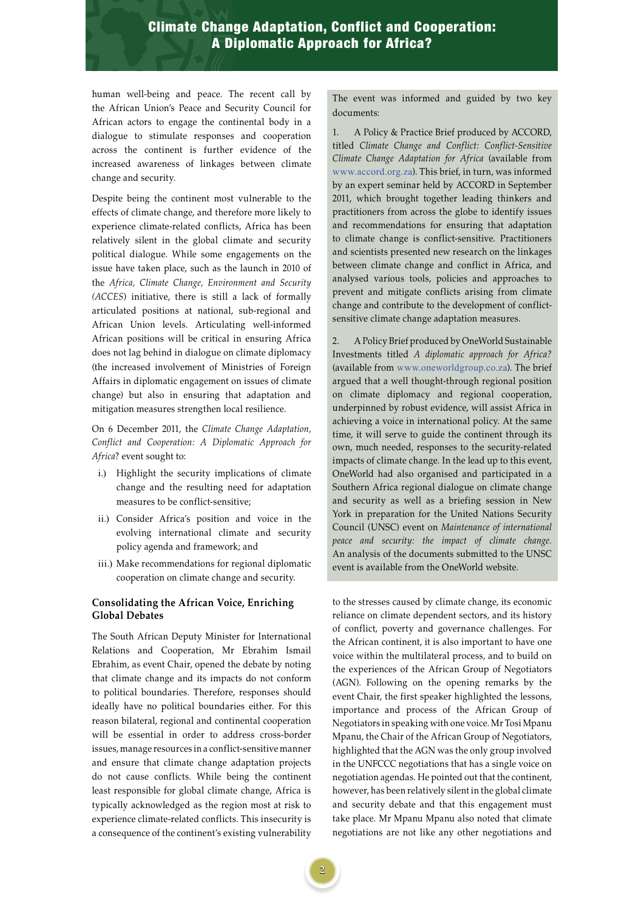human well-being and peace. The recent call by the African Union's Peace and Security Council for African actors to engage the continental body in a dialogue to stimulate responses and cooperation across the continent is further evidence of the increased awareness of linkages between climate change and security.

Despite being the continent most vulnerable to the effects of climate change, and therefore more likely to experience climate-related conflicts, Africa has been relatively silent in the global climate and security political dialogue. While some engagements on the issue have taken place, such as the launch in 2010 of the *Africa, Climate Change, Environment and Security (ACCES)* initiative, there is still a lack of formally articulated positions at national, sub-regional and African Union levels. Articulating well-informed African positions will be critical in ensuring Africa does not lag behind in dialogue on climate diplomacy (the increased involvement of Ministries of Foreign Affairs in diplomatic engagement on issues of climate change) but also in ensuring that adaptation and mitigation measures strengthen local resilience.

On 6 December 2011, the *Climate Change Adaptation, Conflict and Cooperation: A Diplomatic Approach for Africa*? event sought to:

i.) Highlight the security implications of climate change and the resulting need for adaptation measures to be conflict-sensitive;

ii.) Consider Africa's position and voice in the evolving international climate and security policy agenda and framework; and

iii.) Make recommendations for regional diplomatic cooperation on climate change and security.

The event was informed and guided by two key documents:

1. A Policy & Practice Brief produced by ACCORD, titled *Climate Change and Conflict: Conflict-Sensitive Climate Change Adaptation for Africa* (available from www.accord.org.za). This brief, in turn, was informed by an expert seminar held by ACCORD in September 2011, which brought together leading thinkers and practitioners from across the globe to identify issues and recommendations for ensuring that adaptation to climate change is conflict-sensitive. Practitioners and scientists presented new research on the linkages between climate change and conflict in Africa, and analysed various tools, policies and approaches to prevent and mitigate conflicts arising from climate change and contribute to the development of conflict-sensitive climate change adaptation measures.

2. A Policy Brief produced by OneWorld Sustainable Investments titled *A diplomatic approach for Africa?* (available from www.oneworldgroup.co.za). The brief argued that a well thought-through regional position on climate diplomacy and regional cooperation, underpinned by robust evidence, will assist Africa in achieving a voice in international policy. At the same time, it will serve to guide the continent through its own, much needed, responses to the security-related impacts of climate change. In the lead up to this event, OneWorld had also organised and participated in a Southern Africa regional dialogue on climate change and security as well as a briefing session in New York in preparation for the United Nations Security Council (UNSC) event on *Maintenance of international peace and security: the impact of climate change*. An analysis of the documents submitted to the UNSC event is available from the OneWorld website.

## Consolidating the African Voice, Enriching Global Debates

The South African Deputy Minister for International Relations and Cooperation, Mr Ebrahim Ismail Ebrahim, as event Chair, opened the debate by noting that climate change and its impacts do not conform to political boundaries. Therefore, responses should ideally have no political boundaries either. For this reason bilateral, regional and continental cooperation will be essential in order to address cross-border issues, manage resources in a conflict-sensitive manner and ensure that climate change adaptation projects do not cause conflicts. While being the continent least responsible for global climate change, Africa is typically acknowledged as the region most at risk to experience climate-related conflicts. This insecurity is a consequence of the continent's existing vulnerability to the stresses caused by climate change, its economic reliance on climate dependent sectors, and its history of conflict, poverty and governance challenges. For the African continent, it is also important to have one voice within the multilateral process, and to build on the experiences of the African Group of Negotiators (AGN). Following on the opening remarks by the event Chair, the first speaker highlighted the lessons, importance and process of the African Group of Negotiators in speaking with one voice. Mr Tosi Mpanu Mpanu, the Chair of the African Group of Negotiators, highlighted that the AGN was the only group involved in the UNFCCC negotiations that has a single voice on negotiation agendas. He pointed out that the continent, however, has been relatively silent in the global climate and security debate and that this engagement must take place. Mr Mpanu Mpanu also noted that climate negotiations are not like any other negotiations and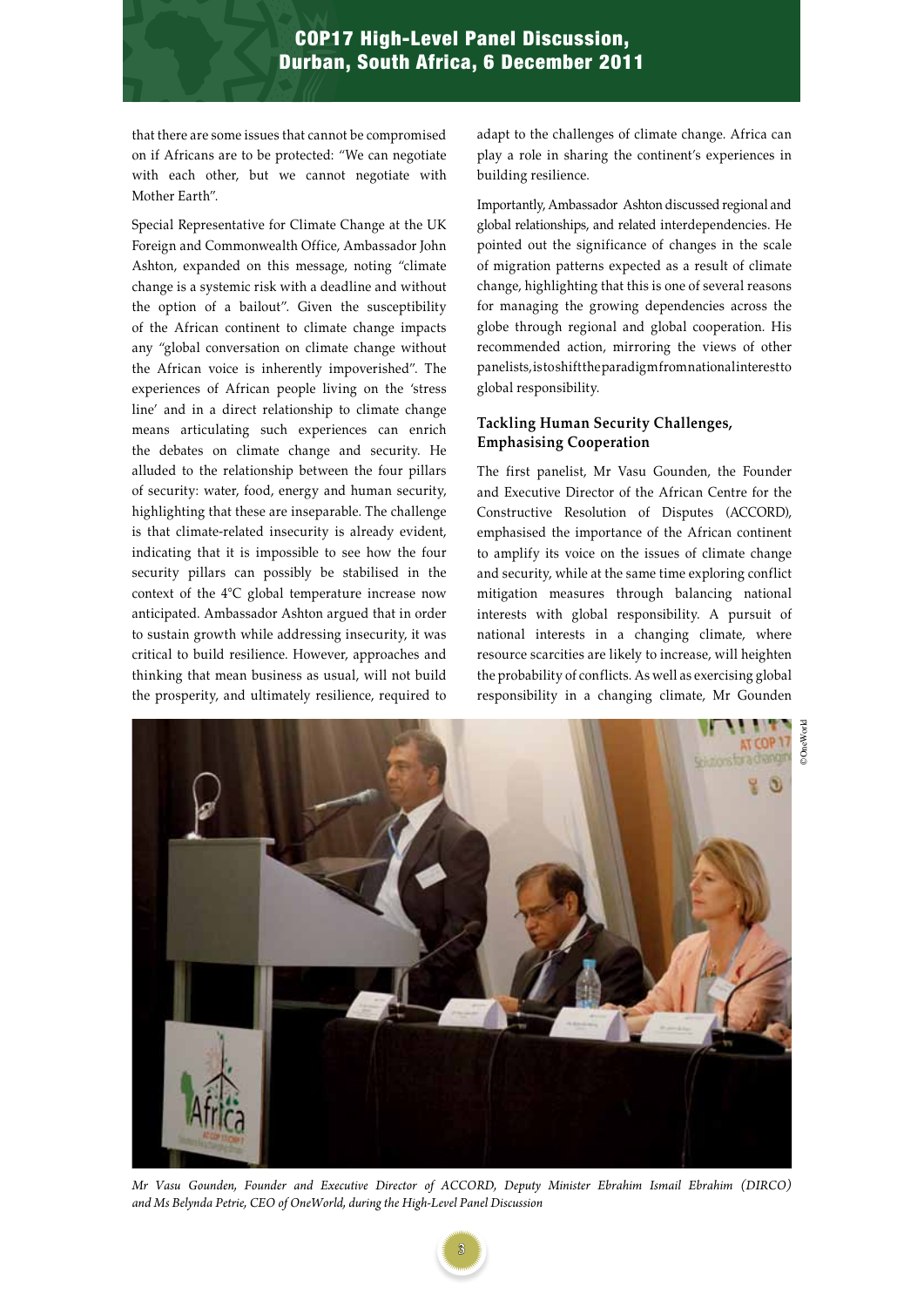that there are some issues that cannot be compromised on if Africans are to be protected: "We can negotiate with each other, but we cannot negotiate with Mother Earth".

Special Representative for Climate Change at the UK Foreign and Commonwealth Office, Ambassador John Ashton, expanded on this message, noting "climate change is a systemic risk with a deadline and without the option of a bailout". Given the susceptibility of the African continent to climate change impacts any "global conversation on climate change without the African voice is inherently impoverished". The experiences of African people living on the 'stress line' and in a direct relationship to climate change means articulating such experiences can enrich the debates on climate change and security. He alluded to the relationship between the four pillars of security: water, food, energy and human security, highlighting that these are inseparable. The challenge is that climate-related insecurity is already evident, indicating that it is impossible to see how the four security pillars can possibly be stabilised in the context of the 4°C global temperature increase now anticipated. Ambassador Ashton argued that in order to sustain growth while addressing insecurity, it was critical to build resilience. However, approaches and thinking that mean business as usual, will not build the prosperity, and ultimately resilience, required to adapt to the challenges of climate change. Africa can play a role in sharing the continent's experiences in building resilience.

Importantly, Ambassador Ashton discussed regional and global relationships, and related interdependencies. He pointed out the significance of changes in the scale of migration patterns expected as a result of climate change, highlighting that this is one of several reasons for managing the growing dependencies across the globe through regional and global cooperation. His recommended action, mirroring the views of other panelists, is to shift the paradigm from national interest to global responsibility.

### Tackling Human Security Challenges, Emphasising Cooperation

The first panelist, Mr Vasu Gounden, the Founder and Executive Director of the African Centre for the Constructive Resolution of Disputes (ACCORD), emphasised the importance of the African continent to amplify its voice on the issues of climate change and security, while at the same time exploring conflict mitigation measures through balancing national interests with global responsibility. A pursuit of national interests in a changing climate, where resource scarcities are likely to increase, will heighten the probability of conflicts. As well as exercising global responsibility in a changing climate, Mr Gounden

©OneWorld

*Mr Vasu Gounden, Founder and Executive Director of ACCORD, Deputy Minister Ebrahim Ismail Ebrahim (DIRCO) and Ms Belynda Petrie, CEO of OneWorld, during the High-Level Panel Discussion*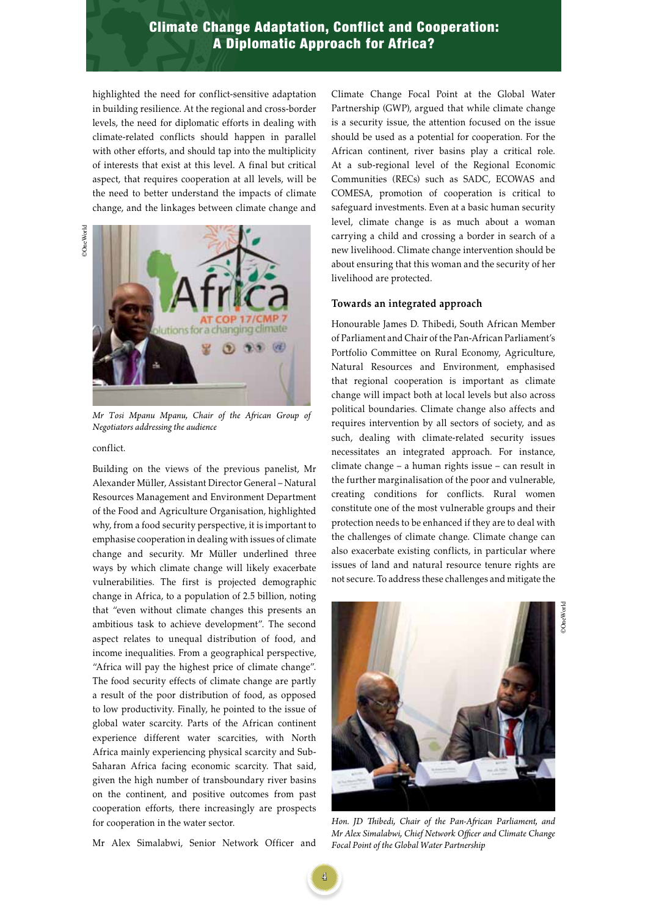highlighted the need for conflict-sensitive adaptation in building resilience. At the regional and cross-border levels, the need for diplomatic efforts in dealing with climate-related conflicts should happen in parallel with other efforts, and should tap into the multiplicity of interests that exist at this level. A final but critical aspect, that requires cooperation at all levels, will be the need to better understand the impacts of climate change, and the linkages between climate change and conflict.

*Mr Tosi Mpanu Mpanu, Chair of the African Group of Negotiators addressing the audience*

Building on the views of the previous panelist, Mr Alexander Müller, Assistant Director General – Natural Resources Management and Environment Department of the Food and Agriculture Organisation, highlighted why, from a food security perspective, it is important to emphasise cooperation in dealing with issues of climate change and security. Mr Müller underlined three ways by which climate change will likely exacerbate vulnerabilities. The first is projected demographic change in Africa, to a population of 2.5 billion, noting that "even without climate changes this presents an ambitious task to achieve development". The second aspect relates to unequal distribution of food, and income inequalities. From a geographical perspective, "Africa will pay the highest price of climate change". The food security effects of climate change are partly a result of the poor distribution of food, as opposed to low productivity. Finally, he pointed to the issue of global water scarcity. Parts of the African continent experience different water scarcities, with North Africa mainly experiencing physical scarcity and Sub-Saharan Africa facing economic scarcity. That said, given the high number of transboundary river basins on the continent, and positive outcomes from past cooperation efforts, there increasingly are prospects for cooperation in the water sector.

Mr Alex Simalabwi, Senior Network Officer and Climate Change Focal Point at the Global Water Partnership (GWP), argued that while climate change is a security issue, the attention focused on the issue should be used as a potential for cooperation. For the African continent, river basins play a critical role. At a sub-regional level of the Regional Economic Communities (RECs) such as SADC, ECOWAS and COMESA, promotion of cooperation is critical to safeguard investments. Even at a basic human security level, climate change is as much about a woman carrying a child and crossing a border in search of a new livelihood. Climate change intervention should be about ensuring that this woman and the security of her livelihood are protected.

### Towards an integrated approach

Honourable James D. Thibedi, South African Member of Parliament and Chair of the Pan-African Parliament's Portfolio Committee on Rural Economy, Agriculture, Natural Resources and Environment, emphasised that regional cooperation is important as climate change will impact both at local levels but also across political boundaries. Climate change also affects and requires intervention by all sectors of society, and as such, dealing with climate-related security issues necessitates an integrated approach. For instance, climate change – a human rights issue – can result in the further marginalisation of the poor and vulnerable, creating conditions for conflicts. Rural women constitute one of the most vulnerable groups and their protection needs to be enhanced if they are to deal with the challenges of climate change. Climate change can also exacerbate existing conflicts, in particular where issues of land and natural resource tenure rights are not secure. To address these challenges and mitigate the

*Hon. JD Thibedi, Chair of the Pan-African Parliament, and Mr Alex Simalabwi, Chief Network Officer and Climate Change Focal Point of the Global Water Partnership*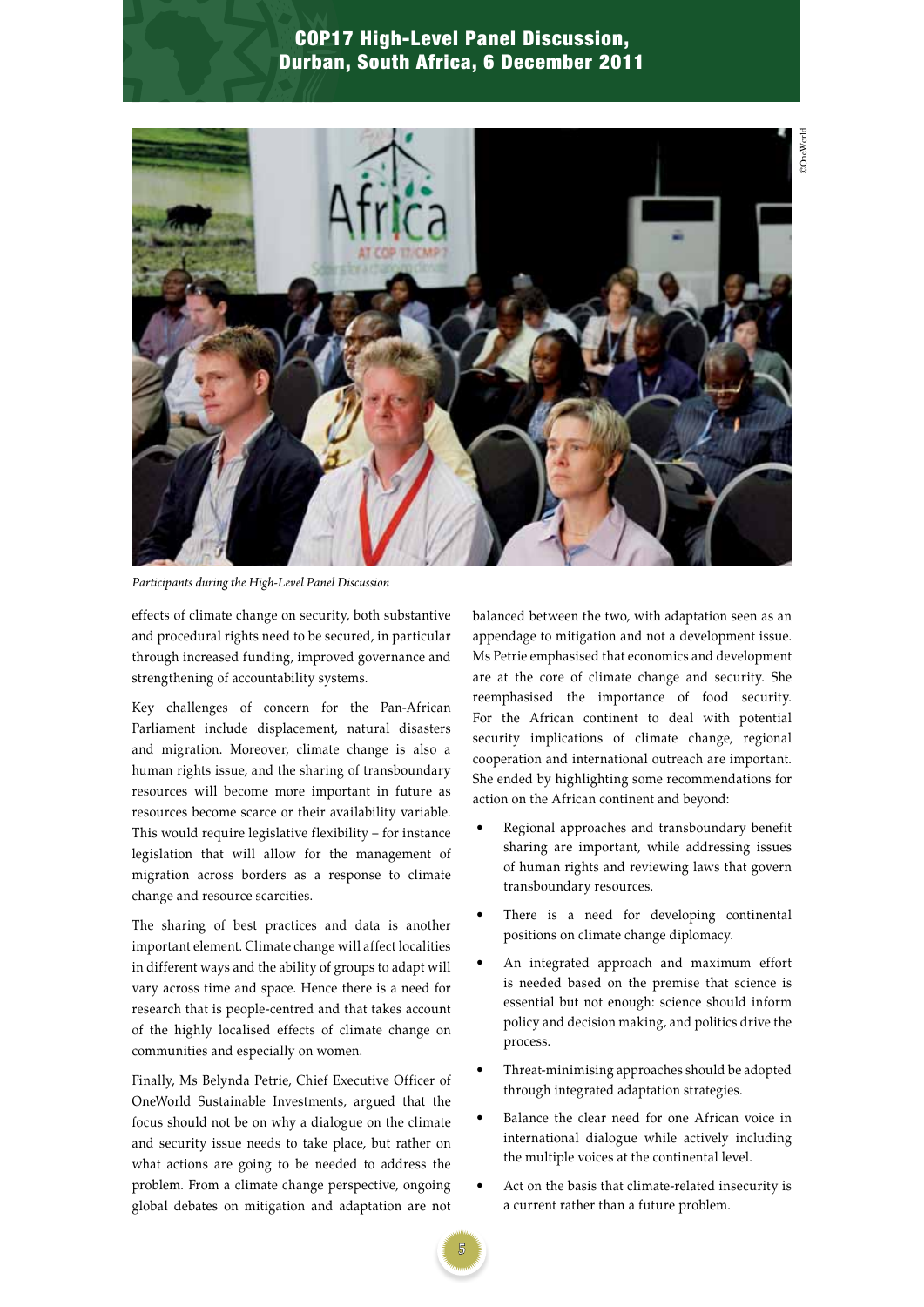*Participants during the High-Level Panel Discussion*

effects of climate change on security, both substantive and procedural rights need to be secured, in particular through increased funding, improved governance and strengthening of accountability systems.

Key challenges of concern for the Pan-African Parliament include displacement, natural disasters and migration. Moreover, climate change is also a human rights issue, and the sharing of transboundary resources will become more important in future as resources become scarce or their availability variable. This would require legislative flexibility – for instance legislation that will allow for the management of migration across borders as a response to climate change and resource scarcities.

The sharing of best practices and data is another important element. Climate change will affect localities in different ways and the ability of groups to adapt will vary across time and space. Hence there is a need for research that is people-centred and that takes account of the highly localised effects of climate change on communities and especially on women.

Finally, Ms Belynda Petrie, Chief Executive Officer of OneWorld Sustainable Investments, argued that the focus should not be on why a dialogue on the climate and security issue needs to take place, but rather on what actions are going to be needed to address the problem. From a climate change perspective, ongoing global debates on mitigation and adaptation are not balanced between the two, with adaptation seen as an appendage to mitigation and not a development issue. Ms Petrie emphasised that economics and development are at the core of climate change and security. She reemphasised the importance of food security. For the African continent to deal with potential security implications of climate change, regional cooperation and international outreach are important. She ended by highlighting some recommendations for action on the African continent and beyond:

- Regional approaches and transboundary benefit sharing are important, while addressing issues of human rights and reviewing laws that govern transboundary resources.
- There is a need for developing continental positions on climate change diplomacy.
- An integrated approach and maximum effort is needed based on the premise that science is essential but not enough: science should inform policy and decision making, and politics drive the process.
- Threat-minimising approaches should be adopted through integrated adaptation strategies.
- Balance the clear need for one African voice in international dialogue while actively including the multiple voices at the continental level.
- Act on the basis that climate-related insecurity is a current rather than a future problem.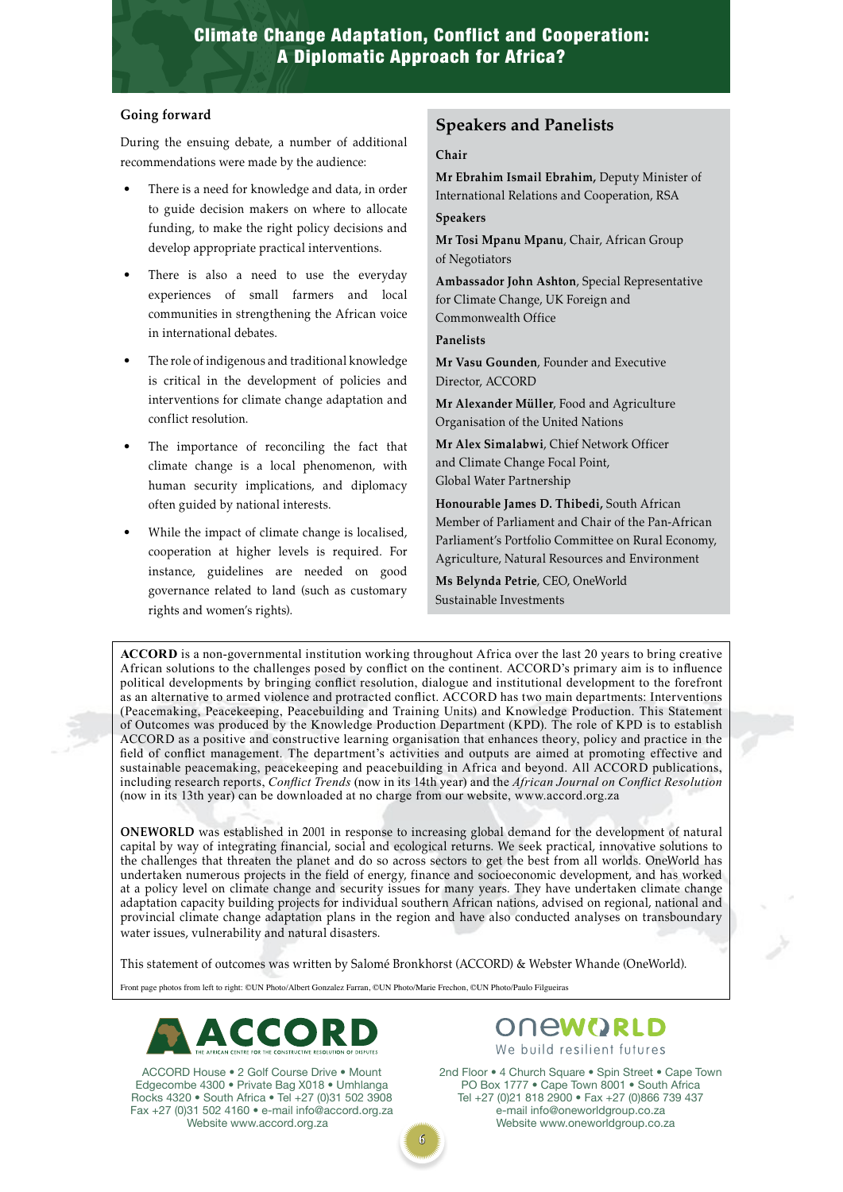## Going forward

During the ensuing debate, a number of additional recommendations were made by the audience:

- There is a need for knowledge and data, in order to guide decision makers on where to allocate funding, to make the right policy decisions and develop appropriate practical interventions.
- There is also a need to use the everyday experiences of small farmers and local communities in strengthening the African voice in international debates.
- The role of indigenous and traditional knowledge is critical in the development of policies and interventions for climate change adaptation and conflict resolution.
- The importance of reconciling the fact that climate change is a local phenomenon, with human security implications, and diplomacy often guided by national interests.
- While the impact of climate change is localised, cooperation at higher levels is required. For instance, guidelines are needed on good governance related to land (such as customary rights and women's rights).

## Speakers and Panelists

**Chair**

**Mr Ebrahim Ismail Ebrahim,** Deputy Minister of International Relations and Cooperation, RSA

**Speakers**

**Mr Tosi Mpanu Mpanu**, Chair, African Group of Negotiators

**Ambassador John Ashton**, Special Representative for Climate Change, UK Foreign and Commonwealth Office

**Panelists**

**Mr Vasu Gounden**, Founder and Executive Director, ACCORD

**Mr Alexander Müller**, Food and Agriculture Organisation of the United Nations

**Mr Alex Simalabwi**, Chief Network Officer and Climate Change Focal Point, Global Water Partnership

**Honourable James D. Thibedi,** South African Member of Parliament and Chair of the Pan-African Parliament's Portfolio Committee on Rural Economy, Agriculture, Natural Resources and Environment

**Ms Belynda Petrie**, CEO, OneWorld Sustainable Investments

**ACCORD** is a non-governmental institution working throughout Africa over the last 20 years to bring creative African solutions to the challenges posed by conflict on the continent. ACCORD's primary aim is to influence political developments by bringing conflict resolution, dialogue and institutional development to the forefront as an alternative to armed violence and protracted conflict. ACCORD has two main departments: Interventions (Peacemaking, Peacekeeping, Peacebuilding and Training Units) and Knowledge Production. This Statement of Outcomes was produced by the Knowledge Production Department (KPD). The role of KPD is to establish ACCORD as a positive and constructive learning organisation that enhances theory, policy and practice in the field of conflict management. The department's activities and outputs are aimed at promoting effective and sustainable peacemaking, peacekeeping and peacebuilding in Africa and beyond. All ACCORD publications, including research reports, *Conflict Trends* (now in its 14th year) and the *African Journal on Conflict Resolution* (now in its 13th year) can be downloaded at no charge from our website, www.accord.org.za

**ONEWORLD** was established in 2001 in response to increasing global demand for the development of natural capital by way of integrating financial, social and ecological returns. We seek practical, innovative solutions to the challenges that threaten the planet and do so across sectors to get the best from all worlds. OneWorld has undertaken numerous projects in the field of energy, finance and socioeconomic development, and has worked at a policy level on climate change and security issues for many years. They have undertaken climate change adaptation capacity building projects for individual southern African nations, advised on regional, national and provincial climate change adaptation plans in the region and have also conducted analyses on transboundary water issues, vulnerability and natural disasters.

This statement of outcomes was written by Salomé Bronkhorst (ACCORD) & Webster Whande (OneWorld).

Front page photos from left to right: ©UN Photo/Albert Gonzalez Farran, ©UN Photo/Marie Frechon, ©UN Photo/Paulo Filgueiras

ACCORD
THE AFRICAN CENTRE FOR THE CONSTRUCTIVE RESOLUTION OF DISPUTES

ACCORD House • 2 Golf Course Drive • Mount Edgecombe 4300 • Private Bag X018 • Umhlanga Rocks 4320 • South Africa • Tel +27 (0)31 502 3908 Fax +27 (0)31 502 4160 • e-mail info@accord.org.za Website www.accord.org.za

oneworld
We build resilient futures

2nd Floor • 4 Church Square • Spin Street • Cape Town PO Box 1777 • Cape Town 8001 • South Africa Tel +27 (0)21 818 2900 • Fax +27 (0)866 739 437 e-mail info@oneworldgroup.co.za Website www.oneworldgroup.co.za